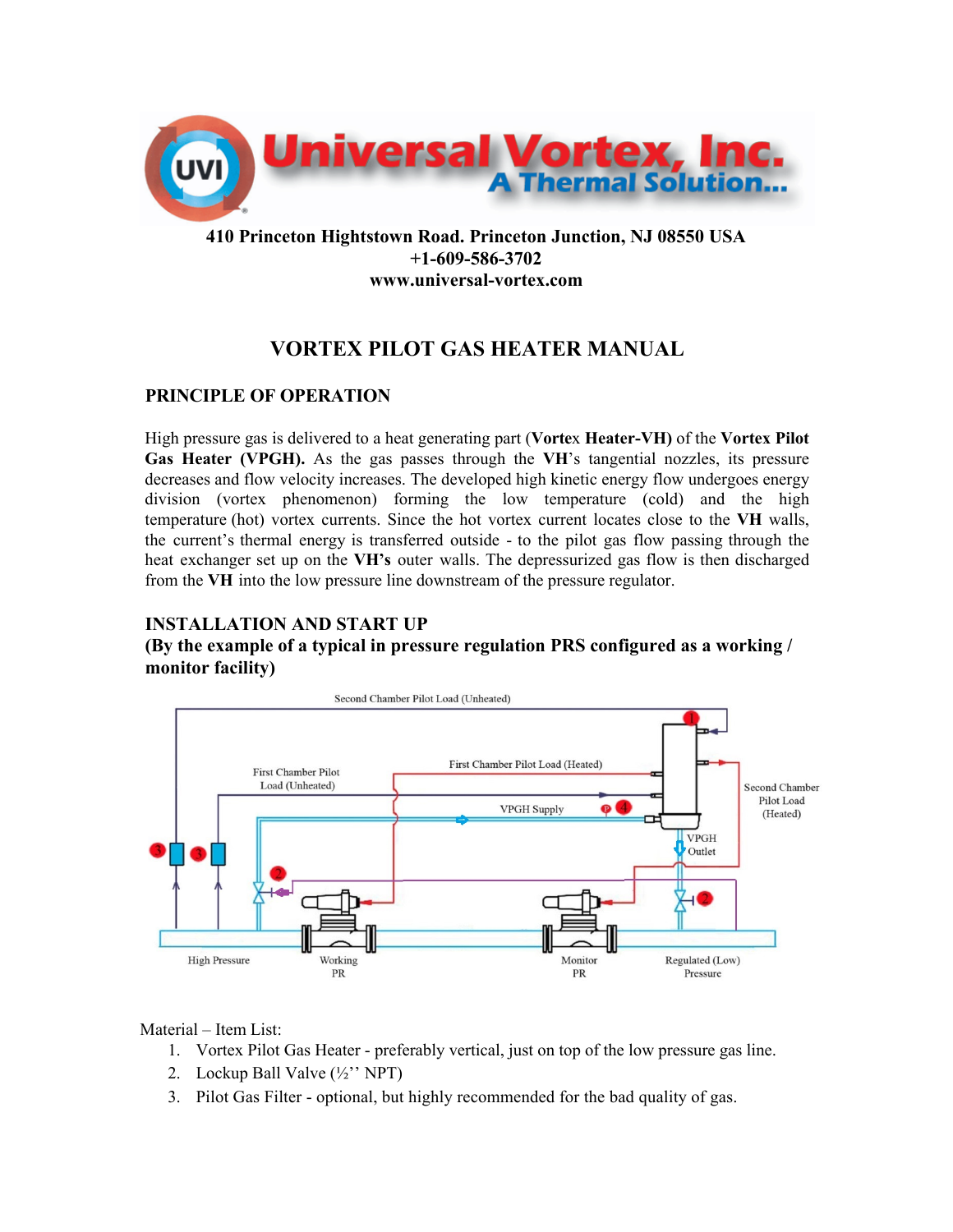# Universal Vortex, Inc.
## A Thermal Solution...

**410 Princeton Hightstown Road. Princeton Junction, NJ 08550 USA**
**+1-609-586-3702**
**www.universal-vortex.com**

# VORTEX PILOT GAS HEATER MANUAL

## PRINCIPLE OF OPERATION

High pressure gas is delivered to a heat generating part (**Vortex Heater-VH)** of the **Vortex Pilot Gas Heater (VPGH).** As the gas passes through the **VH**'s tangential nozzles, its pressure decreases and flow velocity increases. The developed high kinetic energy flow undergoes energy division (vortex phenomenon) forming the low temperature (cold) and the high temperature (hot) vortex currents. Since the hot vortex current locates close to the **VH** walls, the current's thermal energy is transferred outside - to the pilot gas flow passing through the heat exchanger set up on the **VH's** outer walls. The depressurized gas flow is then discharged from the **VH** into the low pressure line downstream of the pressure regulator.

## INSTALLATION AND START UP
## (By the example of a typical in pressure regulation PRS configured as a working / monitor facility)

Second Chamber Pilot Load (Unheated)

First Chamber Pilot Load (Unheated)

First Chamber Pilot Load (Heated)

VPGH Supply

Second Chamber Pilot Load (Heated)

VPGH Outlet

High Pressure

Working PR

Monitor PR

Regulated (Low) Pressure

Material – Item List:

1. Vortex Pilot Gas Heater - preferably vertical, just on top of the low pressure gas line.
2. Lockup Ball Valve (½'' NPT)
3. Pilot Gas Filter - optional, but highly recommended for the bad quality of gas.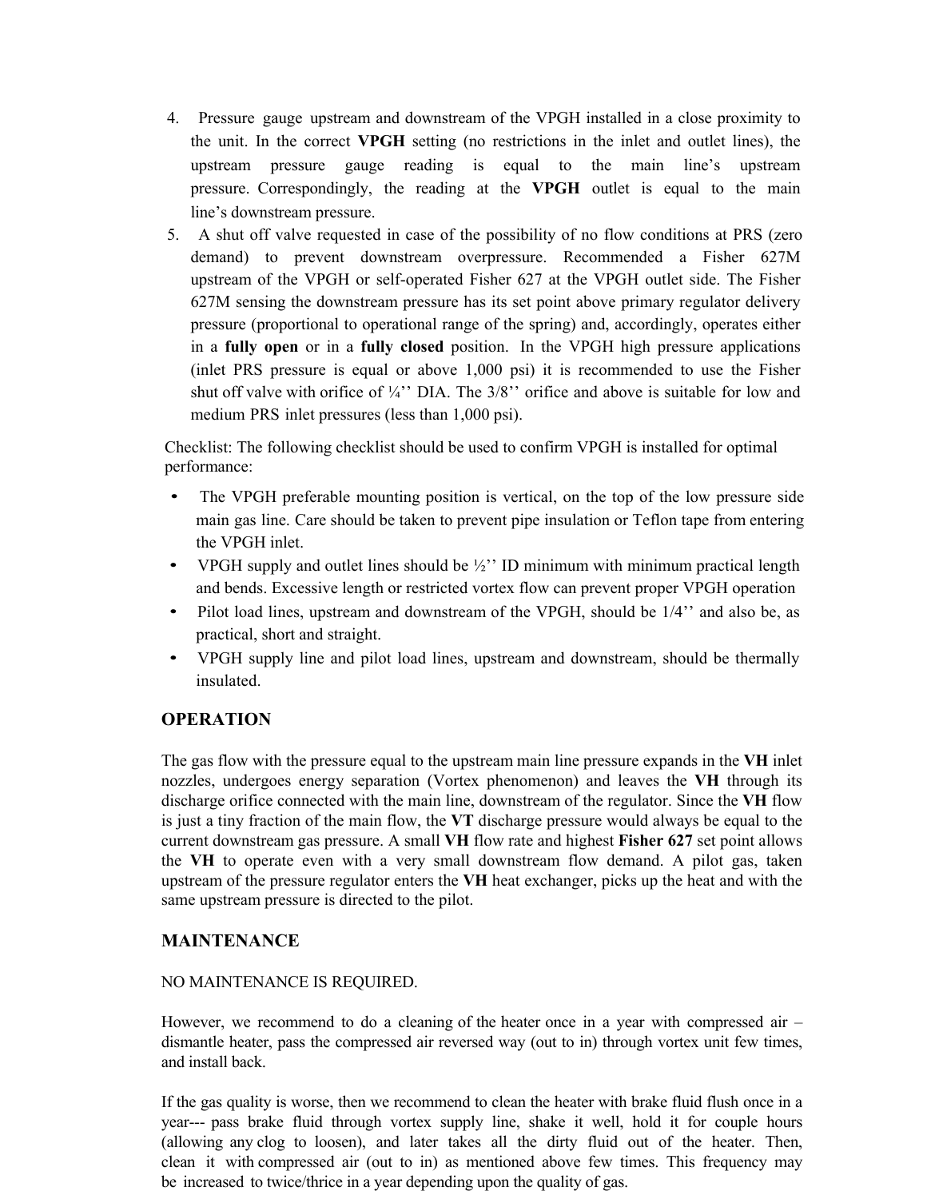4. Pressure gauge upstream and downstream of the VPGH installed in a close proximity to the unit. In the correct **VPGH** setting (no restrictions in the inlet and outlet lines), the upstream pressure gauge reading is equal to the main line's upstream pressure. Correspondingly, the reading at the **VPGH** outlet is equal to the main line's downstream pressure.
5. A shut off valve requested in case of the possibility of no flow conditions at PRS (zero demand) to prevent downstream overpressure. Recommended a Fisher 627M upstream of the VPGH or self-operated Fisher 627 at the VPGH outlet side. The Fisher 627M sensing the downstream pressure has its set point above primary regulator delivery pressure (proportional to operational range of the spring) and, accordingly, operates either in a **fully open** or in a **fully closed** position. In the VPGH high pressure applications (inlet PRS pressure is equal or above 1,000 psi) it is recommended to use the Fisher shut off valve with orifice of ¼'' DIA. The 3/8'' orifice and above is suitable for low and medium PRS inlet pressures (less than 1,000 psi).

Checklist: The following checklist should be used to confirm VPGH is installed for optimal performance:

- The VPGH preferable mounting position is vertical, on the top of the low pressure side main gas line. Care should be taken to prevent pipe insulation or Teflon tape from entering the VPGH inlet.
- VPGH supply and outlet lines should be ½'' ID minimum with minimum practical length and bends. Excessive length or restricted vortex flow can prevent proper VPGH operation
- Pilot load lines, upstream and downstream of the VPGH, should be 1/4'' and also be, as practical, short and straight.
- VPGH supply line and pilot load lines, upstream and downstream, should be thermally insulated.

## OPERATION

The gas flow with the pressure equal to the upstream main line pressure expands in the **VH** inlet nozzles, undergoes energy separation (Vortex phenomenon) and leaves the **VH** through its discharge orifice connected with the main line, downstream of the regulator. Since the **VH** flow is just a tiny fraction of the main flow, the **VT** discharge pressure would always be equal to the current downstream gas pressure. A small **VH** flow rate and highest **Fisher 627** set point allows the **VH** to operate even with a very small downstream flow demand. A pilot gas, taken upstream of the pressure regulator enters the **VH** heat exchanger, picks up the heat and with the same upstream pressure is directed to the pilot.

## MAINTENANCE

NO MAINTENANCE IS REQUIRED.

However, we recommend to do a cleaning of the heater once in a year with compressed air – dismantle heater, pass the compressed air reversed way (out to in) through vortex unit few times, and install back.

If the gas quality is worse, then we recommend to clean the heater with brake fluid flush once in a year--- pass brake fluid through vortex supply line, shake it well, hold it for couple hours (allowing any clog to loosen), and later takes all the dirty fluid out of the heater. Then, clean it with compressed air (out to in) as mentioned above few times. This frequency may be increased to twice/thrice in a year depending upon the quality of gas.